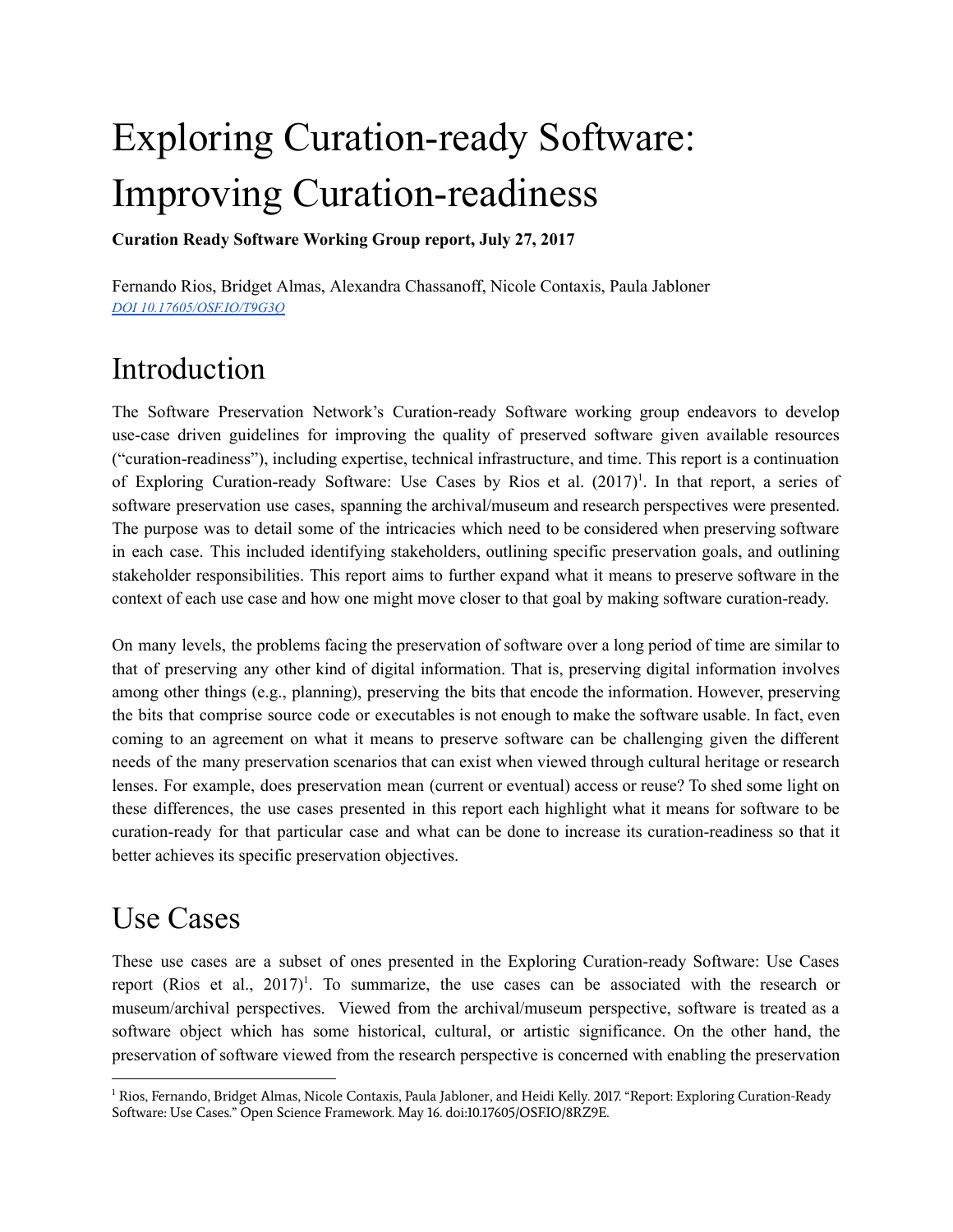# Exploring Curation-ready Software: Improving Curation-readiness

**Curation Ready Software Working Group report, July 27, 2017**

Fernando Rios, Bridget Almas, Alexandra Chassanoff, Nicole Contaxis, Paula Jabloner
*DOI 10.17605/OSF.IO/T9G3Q*

## Introduction

The Software Preservation Network's Curation-ready Software working group endeavors to develop use-case driven guidelines for improving the quality of preserved software given available resources ("curation-readiness"), including expertise, technical infrastructure, and time. This report is a continuation of Exploring Curation-ready Software: Use Cases by Rios et al. (2017)[1]. In that report, a series of software preservation use cases, spanning the archival/museum and research perspectives were presented. The purpose was to detail some of the intricacies which need to be considered when preserving software in each case. This included identifying stakeholders, outlining specific preservation goals, and outlining stakeholder responsibilities. This report aims to further expand what it means to preserve software in the context of each use case and how one might move closer to that goal by making software curation-ready.

On many levels, the problems facing the preservation of software over a long period of time are similar to that of preserving any other kind of digital information. That is, preserving digital information involves among other things (e.g., planning), preserving the bits that encode the information. However, preserving the bits that comprise source code or executables is not enough to make the software usable. In fact, even coming to an agreement on what it means to preserve software can be challenging given the different needs of the many preservation scenarios that can exist when viewed through cultural heritage or research lenses. For example, does preservation mean (current or eventual) access or reuse? To shed some light on these differences, the use cases presented in this report each highlight what it means for software to be curation-ready for that particular case and what can be done to increase its curation-readiness so that it better achieves its specific preservation objectives.

## Use Cases

These use cases are a subset of ones presented in the Exploring Curation-ready Software: Use Cases report (Rios et al., 2017)[1]. To summarize, the use cases can be associated with the research or museum/archival perspectives. Viewed from the archival/museum perspective, software is treated as a software object which has some historical, cultural, or artistic significance. On the other hand, the preservation of software viewed from the research perspective is concerned with enabling the preservation

---

[1] Rios, Fernando, Bridget Almas, Nicole Contaxis, Paula Jabloner, and Heidi Kelly. 2017. "Report: Exploring Curation-Ready Software: Use Cases." Open Science Framework. May 16. doi:10.17605/OSF.IO/8RZ9E.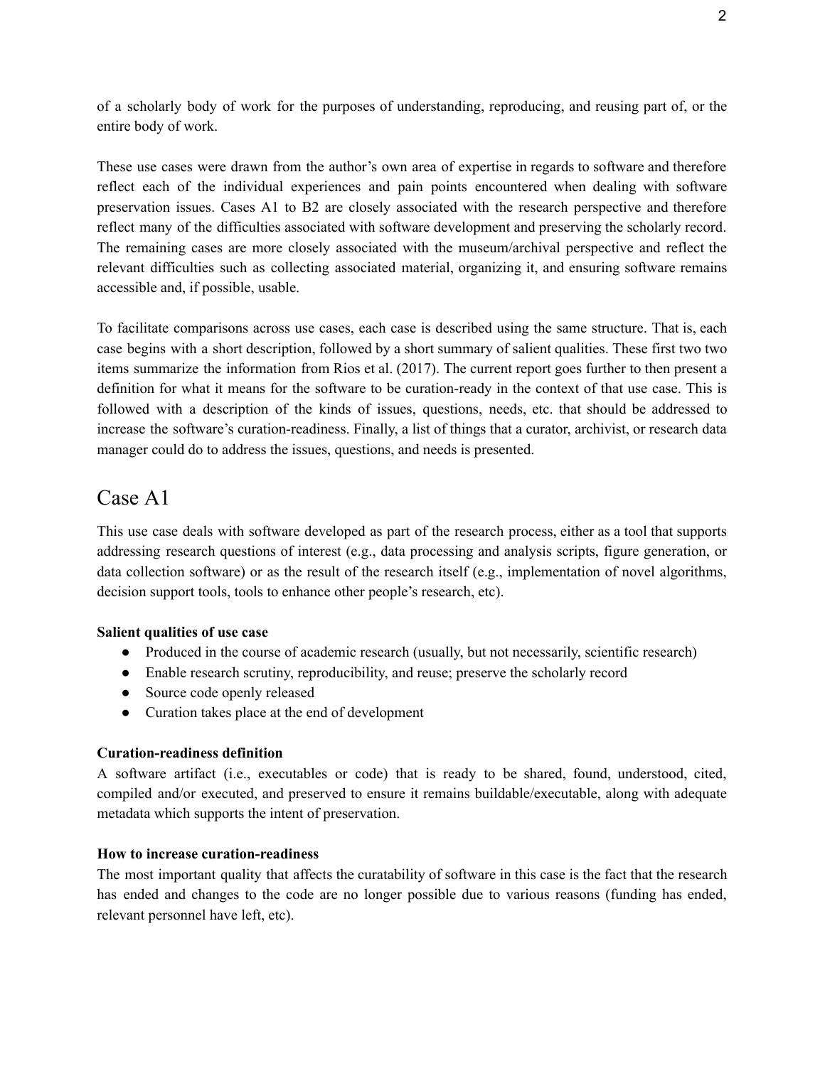of a scholarly body of work for the purposes of understanding, reproducing, and reusing part of, or the entire body of work.

These use cases were drawn from the author's own area of expertise in regards to software and therefore reflect each of the individual experiences and pain points encountered when dealing with software preservation issues. Cases A1 to B2 are closely associated with the research perspective and therefore reflect many of the difficulties associated with software development and preserving the scholarly record. The remaining cases are more closely associated with the museum/archival perspective and reflect the relevant difficulties such as collecting associated material, organizing it, and ensuring software remains accessible and, if possible, usable.

To facilitate comparisons across use cases, each case is described using the same structure. That is, each case begins with a short description, followed by a short summary of salient qualities. These first two two items summarize the information from Rios et al. (2017). The current report goes further to then present a definition for what it means for the software to be curation-ready in the context of that use case. This is followed with a description of the kinds of issues, questions, needs, etc. that should be addressed to increase the software's curation-readiness. Finally, a list of things that a curator, archivist, or research data manager could do to address the issues, questions, and needs is presented.

# Case A1

This use case deals with software developed as part of the research process, either as a tool that supports addressing research questions of interest (e.g., data processing and analysis scripts, figure generation, or data collection software) or as the result of the research itself (e.g., implementation of novel algorithms, decision support tools, tools to enhance other people's research, etc).

**Salient qualities of use case**

- Produced in the course of academic research (usually, but not necessarily, scientific research)
- Enable research scrutiny, reproducibility, and reuse; preserve the scholarly record
- Source code openly released
- Curation takes place at the end of development

**Curation-readiness definition**

A software artifact (i.e., executables or code) that is ready to be shared, found, understood, cited, compiled and/or executed, and preserved to ensure it remains buildable/executable, along with adequate metadata which supports the intent of preservation.

**How to increase curation-readiness**

The most important quality that affects the curatability of software in this case is the fact that the research has ended and changes to the code are no longer possible due to various reasons (funding has ended, relevant personnel have left, etc).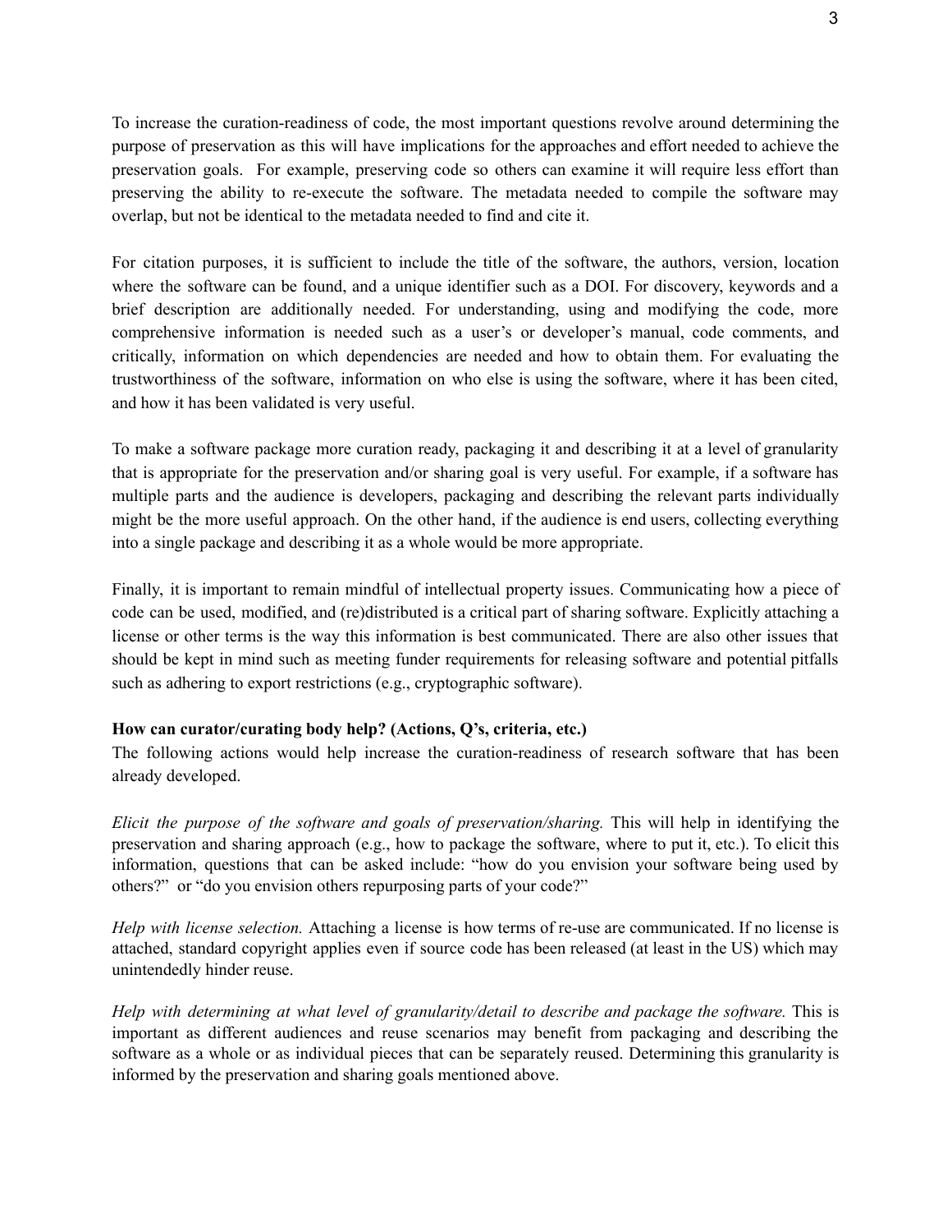To increase the curation-readiness of code, the most important questions revolve around determining the purpose of preservation as this will have implications for the approaches and effort needed to achieve the preservation goals. For example, preserving code so others can examine it will require less effort than preserving the ability to re-execute the software. The metadata needed to compile the software may overlap, but not be identical to the metadata needed to find and cite it.

For citation purposes, it is sufficient to include the title of the software, the authors, version, location where the software can be found, and a unique identifier such as a DOI. For discovery, keywords and a brief description are additionally needed. For understanding, using and modifying the code, more comprehensive information is needed such as a user's or developer's manual, code comments, and critically, information on which dependencies are needed and how to obtain them. For evaluating the trustworthiness of the software, information on who else is using the software, where it has been cited, and how it has been validated is very useful.

To make a software package more curation ready, packaging it and describing it at a level of granularity that is appropriate for the preservation and/or sharing goal is very useful. For example, if a software has multiple parts and the audience is developers, packaging and describing the relevant parts individually might be the more useful approach. On the other hand, if the audience is end users, collecting everything into a single package and describing it as a whole would be more appropriate.

Finally, it is important to remain mindful of intellectual property issues. Communicating how a piece of code can be used, modified, and (re)distributed is a critical part of sharing software. Explicitly attaching a license or other terms is the way this information is best communicated. There are also other issues that should be kept in mind such as meeting funder requirements for releasing software and potential pitfalls such as adhering to export restrictions (e.g., cryptographic software).

**How can curator/curating body help? (Actions, Q's, criteria, etc.)**

The following actions would help increase the curation-readiness of research software that has been already developed.

*Elicit the purpose of the software and goals of preservation/sharing.* This will help in identifying the preservation and sharing approach (e.g., how to package the software, where to put it, etc.). To elicit this information, questions that can be asked include: "how do you envision your software being used by others?" or "do you envision others repurposing parts of your code?"

*Help with license selection.* Attaching a license is how terms of re-use are communicated. If no license is attached, standard copyright applies even if source code has been released (at least in the US) which may unintendedly hinder reuse.

*Help with determining at what level of granularity/detail to describe and package the software.* This is important as different audiences and reuse scenarios may benefit from packaging and describing the software as a whole or as individual pieces that can be separately reused. Determining this granularity is informed by the preservation and sharing goals mentioned above.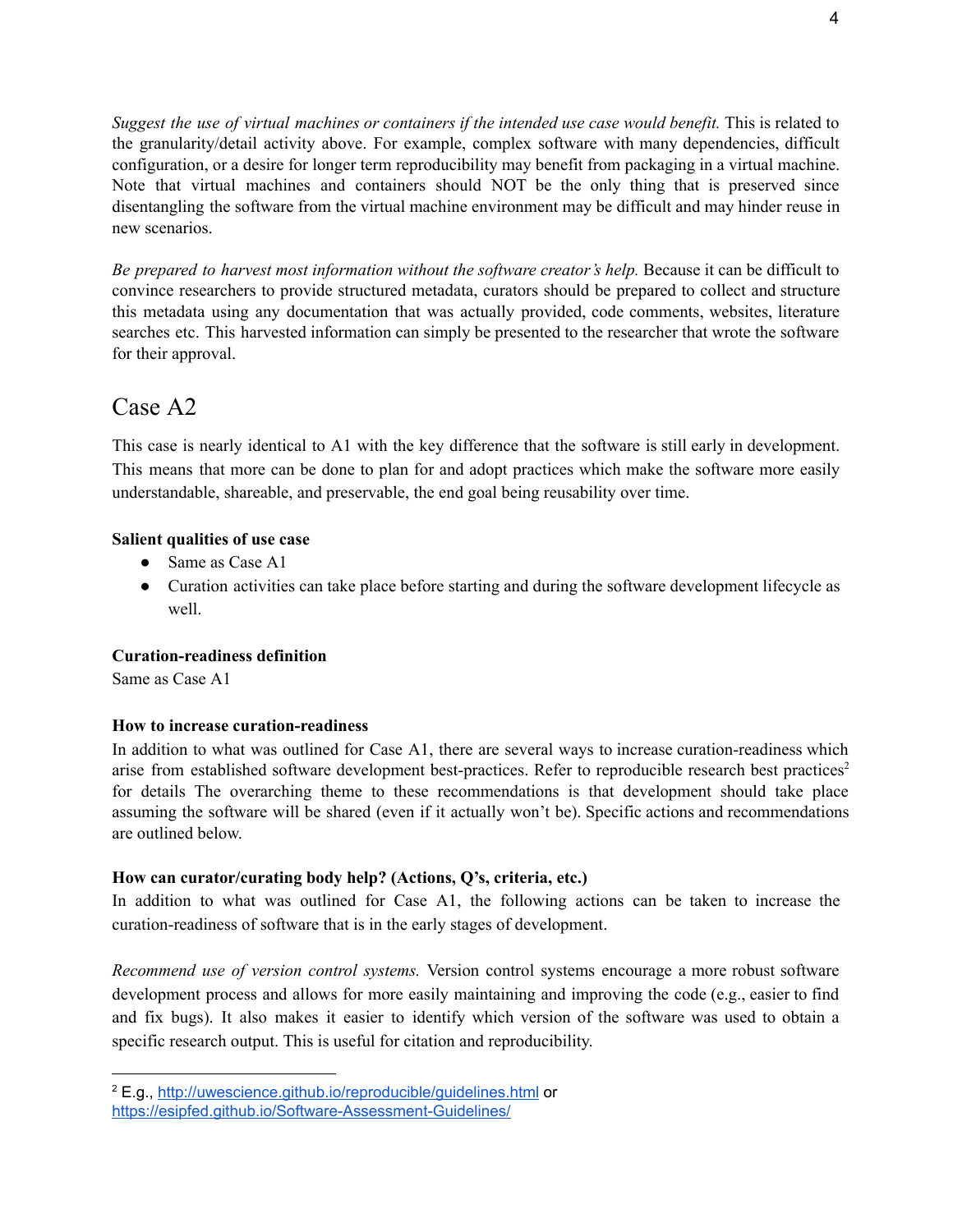*Suggest the use of virtual machines or containers if the intended use case would benefit.* This is related to the granularity/detail activity above. For example, complex software with many dependencies, difficult configuration, or a desire for longer term reproducibility may benefit from packaging in a virtual machine. Note that virtual machines and containers should NOT be the only thing that is preserved since disentangling the software from the virtual machine environment may be difficult and may hinder reuse in new scenarios.

*Be prepared to harvest most information without the software creator's help.* Because it can be difficult to convince researchers to provide structured metadata, curators should be prepared to collect and structure this metadata using any documentation that was actually provided, code comments, websites, literature searches etc. This harvested information can simply be presented to the researcher that wrote the software for their approval.

## Case A2

This case is nearly identical to A1 with the key difference that the software is still early in development. This means that more can be done to plan for and adopt practices which make the software more easily understandable, shareable, and preservable, the end goal being reusability over time.

**Salient qualities of use case**

- Same as Case A1
- Curation activities can take place before starting and during the software development lifecycle as well.

**Curation-readiness definition**

Same as Case A1

**How to increase curation-readiness**

In addition to what was outlined for Case A1, there are several ways to increase curation-readiness which arise from established software development best-practices. Refer to reproducible research best practices[2] for details The overarching theme to these recommendations is that development should take place assuming the software will be shared (even if it actually won't be). Specific actions and recommendations are outlined below.

**How can curator/curating body help? (Actions, Q's, criteria, etc.)**

In addition to what was outlined for Case A1, the following actions can be taken to increase the curation-readiness of software that is in the early stages of development.

*Recommend use of version control systems.* Version control systems encourage a more robust software development process and allows for more easily maintaining and improving the code (e.g., easier to find and fix bugs). It also makes it easier to identify which version of the software was used to obtain a specific research output. This is useful for citation and reproducibility.

---

[2] E.g., http://uwescience.github.io/reproducible/guidelines.html or https://esipfed.github.io/Software-Assessment-Guidelines/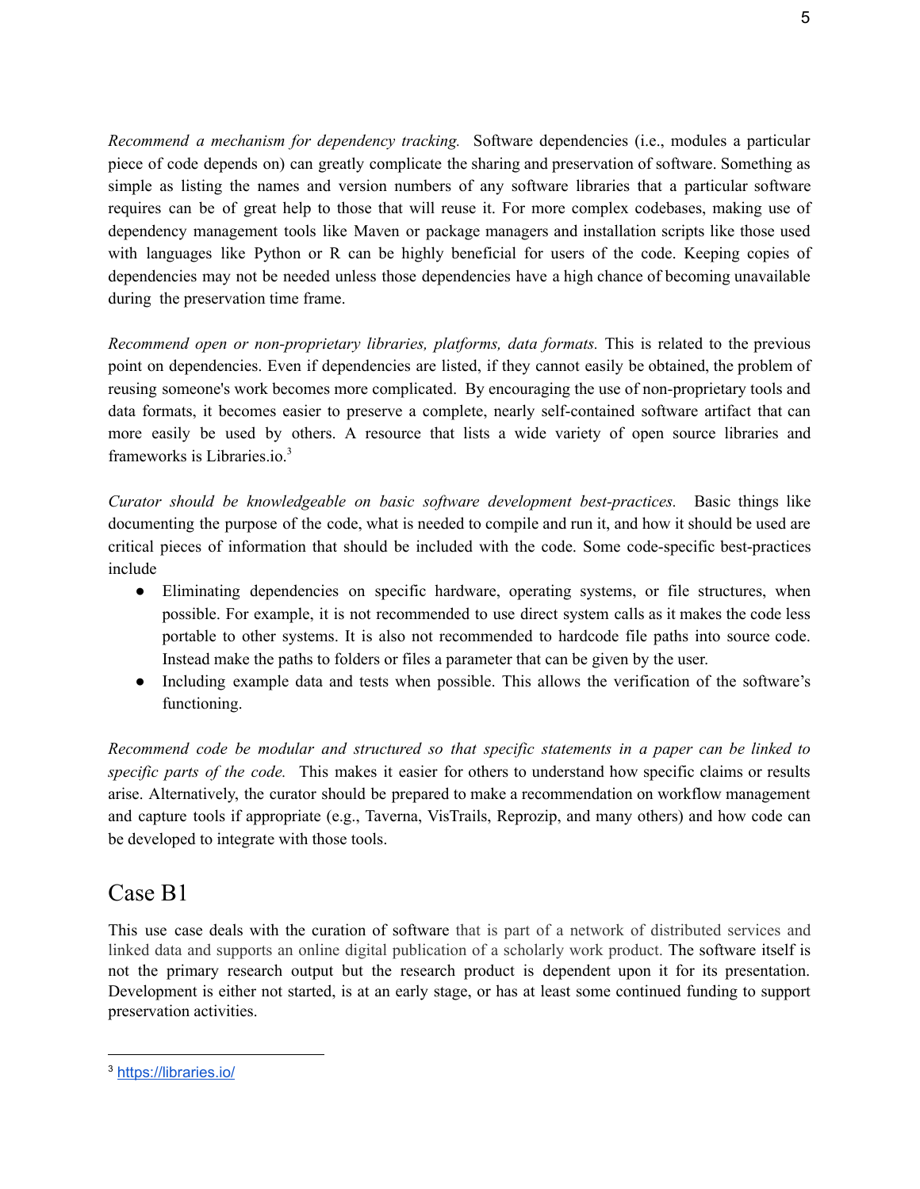*Recommend a mechanism for dependency tracking.* Software dependencies (i.e., modules a particular piece of code depends on) can greatly complicate the sharing and preservation of software. Something as simple as listing the names and version numbers of any software libraries that a particular software requires can be of great help to those that will reuse it. For more complex codebases, making use of dependency management tools like Maven or package managers and installation scripts like those used with languages like Python or R can be highly beneficial for users of the code. Keeping copies of dependencies may not be needed unless those dependencies have a high chance of becoming unavailable during the preservation time frame.

*Recommend open or non-proprietary libraries, platforms, data formats.* This is related to the previous point on dependencies. Even if dependencies are listed, if they cannot easily be obtained, the problem of reusing someone's work becomes more complicated. By encouraging the use of non-proprietary tools and data formats, it becomes easier to preserve a complete, nearly self-contained software artifact that can more easily be used by others. A resource that lists a wide variety of open source libraries and frameworks is Libraries.io.[3]

*Curator should be knowledgeable on basic software development best-practices.* Basic things like documenting the purpose of the code, what is needed to compile and run it, and how it should be used are critical pieces of information that should be included with the code. Some code-specific best-practices include

- Eliminating dependencies on specific hardware, operating systems, or file structures, when possible. For example, it is not recommended to use direct system calls as it makes the code less portable to other systems. It is also not recommended to hardcode file paths into source code. Instead make the paths to folders or files a parameter that can be given by the user.
- Including example data and tests when possible. This allows the verification of the software's functioning.

*Recommend code be modular and structured so that specific statements in a paper can be linked to specific parts of the code.* This makes it easier for others to understand how specific claims or results arise. Alternatively, the curator should be prepared to make a recommendation on workflow management and capture tools if appropriate (e.g., Taverna, VisTrails, Reprozip, and many others) and how code can be developed to integrate with those tools.

## Case B1

This use case deals with the curation of software that is part of a network of distributed services and linked data and supports an online digital publication of a scholarly work product. The software itself is not the primary research output but the research product is dependent upon it for its presentation. Development is either not started, is at an early stage, or has at least some continued funding to support preservation activities.

---

[3] https://libraries.io/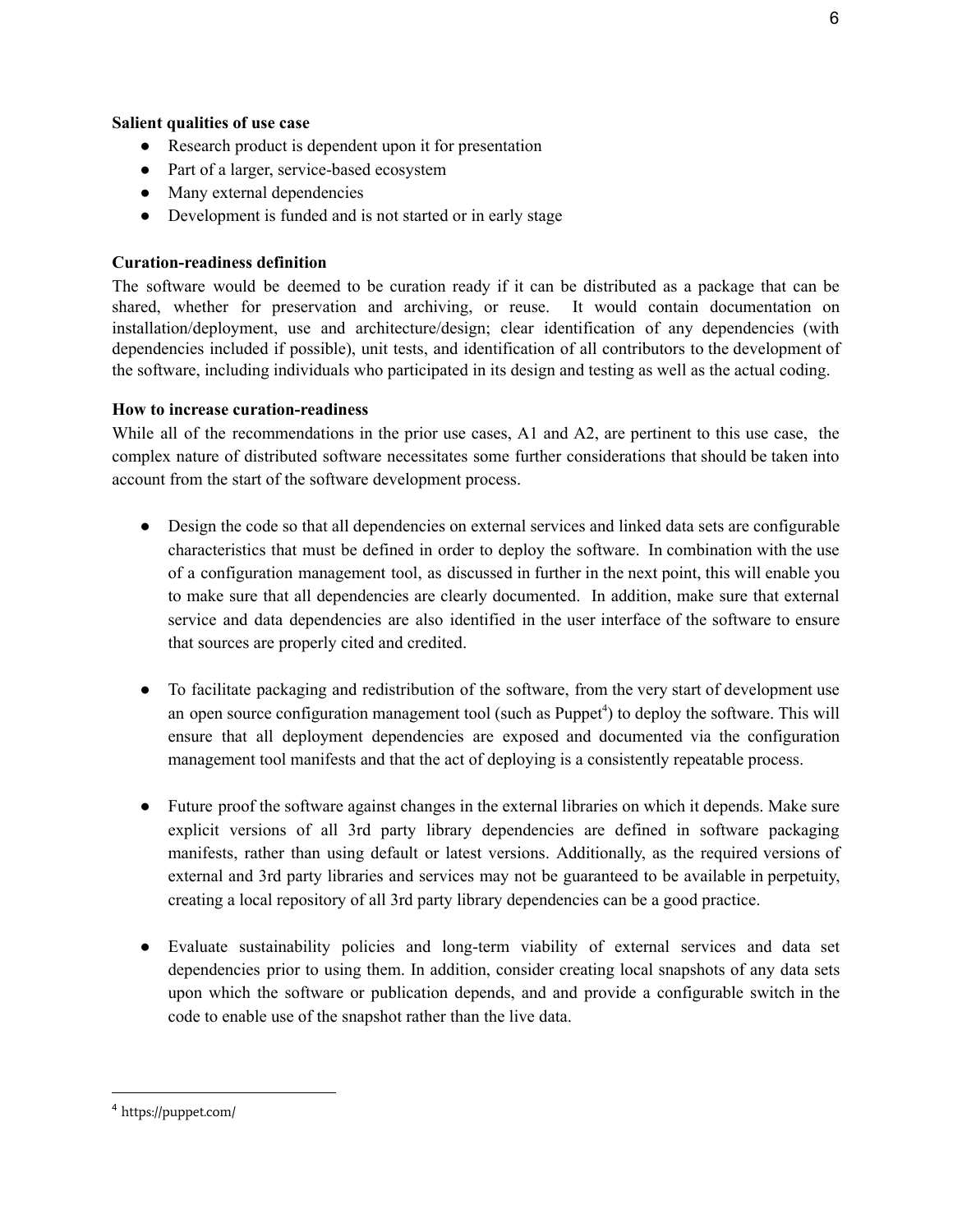**Salient qualities of use case**

- Research product is dependent upon it for presentation
- Part of a larger, service-based ecosystem
- Many external dependencies
- Development is funded and is not started or in early stage

**Curation-readiness definition**

The software would be deemed to be curation ready if it can be distributed as a package that can be shared, whether for preservation and archiving, or reuse. It would contain documentation on installation/deployment, use and architecture/design; clear identification of any dependencies (with dependencies included if possible), unit tests, and identification of all contributors to the development of the software, including individuals who participated in its design and testing as well as the actual coding.

**How to increase curation-readiness**

While all of the recommendations in the prior use cases, A1 and A2, are pertinent to this use case, the complex nature of distributed software necessitates some further considerations that should be taken into account from the start of the software development process.

- Design the code so that all dependencies on external services and linked data sets are configurable characteristics that must be defined in order to deploy the software. In combination with the use of a configuration management tool, as discussed in further in the next point, this will enable you to make sure that all dependencies are clearly documented. In addition, make sure that external service and data dependencies are also identified in the user interface of the software to ensure that sources are properly cited and credited.

- To facilitate packaging and redistribution of the software, from the very start of development use an open source configuration management tool (such as Puppet[4]) to deploy the software. This will ensure that all deployment dependencies are exposed and documented via the configuration management tool manifests and that the act of deploying is a consistently repeatable process.

- Future proof the software against changes in the external libraries on which it depends. Make sure explicit versions of all 3rd party library dependencies are defined in software packaging manifests, rather than using default or latest versions. Additionally, as the required versions of external and 3rd party libraries and services may not be guaranteed to be available in perpetuity, creating a local repository of all 3rd party library dependencies can be a good practice.

- Evaluate sustainability policies and long-term viability of external services and data set dependencies prior to using them. In addition, consider creating local snapshots of any data sets upon which the software or publication depends, and and provide a configurable switch in the code to enable use of the snapshot rather than the live data.

---

[4] https://puppet.com/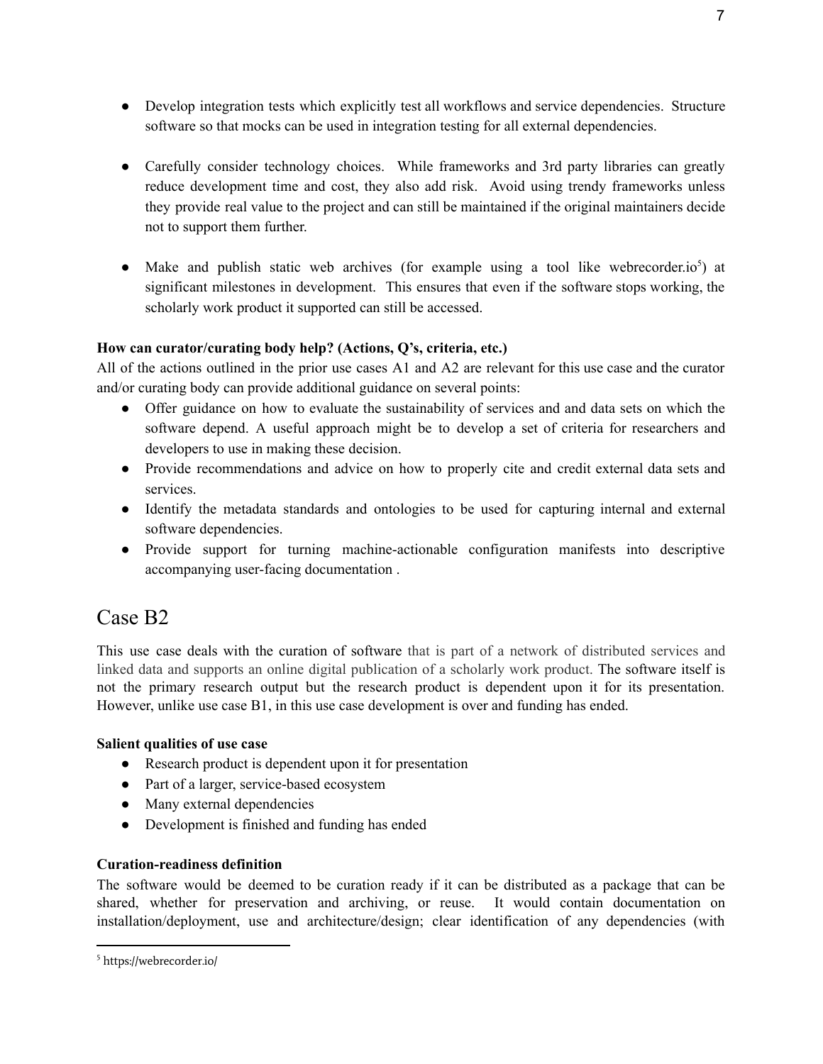- Develop integration tests which explicitly test all workflows and service dependencies. Structure software so that mocks can be used in integration testing for all external dependencies.

- Carefully consider technology choices. While frameworks and 3rd party libraries can greatly reduce development time and cost, they also add risk. Avoid using trendy frameworks unless they provide real value to the project and can still be maintained if the original maintainers decide not to support them further.

- Make and publish static web archives (for example using a tool like webrecorder.io[5]) at significant milestones in development. This ensures that even if the software stops working, the scholarly work product it supported can still be accessed.

**How can curator/curating body help? (Actions, Q's, criteria, etc.)**

All of the actions outlined in the prior use cases A1 and A2 are relevant for this use case and the curator and/or curating body can provide additional guidance on several points:

- Offer guidance on how to evaluate the sustainability of services and and data sets on which the software depend. A useful approach might be to develop a set of criteria for researchers and developers to use in making these decision.
- Provide recommendations and advice on how to properly cite and credit external data sets and services.
- Identify the metadata standards and ontologies to be used for capturing internal and external software dependencies.
- Provide support for turning machine-actionable configuration manifests into descriptive accompanying user-facing documentation .

## Case B2

This use case deals with the curation of software that is part of a network of distributed services and linked data and supports an online digital publication of a scholarly work product. The software itself is not the primary research output but the research product is dependent upon it for its presentation. However, unlike use case B1, in this use case development is over and funding has ended.

**Salient qualities of use case**

- Research product is dependent upon it for presentation
- Part of a larger, service-based ecosystem
- Many external dependencies
- Development is finished and funding has ended

**Curation-readiness definition**

The software would be deemed to be curation ready if it can be distributed as a package that can be shared, whether for preservation and archiving, or reuse. It would contain documentation on installation/deployment, use and architecture/design; clear identification of any dependencies (with

[5] https://webrecorder.io/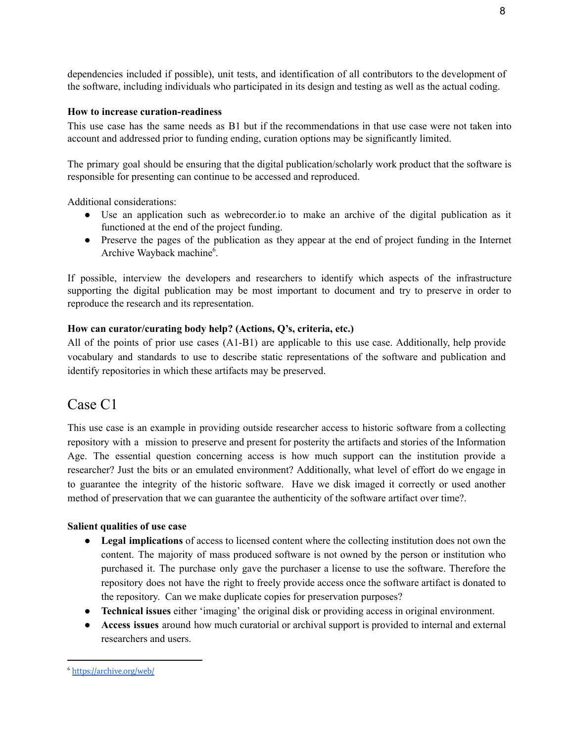dependencies included if possible), unit tests, and identification of all contributors to the development of the software, including individuals who participated in its design and testing as well as the actual coding.

**How to increase curation-readiness**

This use case has the same needs as B1 but if the recommendations in that use case were not taken into account and addressed prior to funding ending, curation options may be significantly limited.

The primary goal should be ensuring that the digital publication/scholarly work product that the software is responsible for presenting can continue to be accessed and reproduced.

Additional considerations:

- Use an application such as webrecorder.io to make an archive of the digital publication as it functioned at the end of the project funding.
- Preserve the pages of the publication as they appear at the end of project funding in the Internet Archive Wayback machine[6].

If possible, interview the developers and researchers to identify which aspects of the infrastructure supporting the digital publication may be most important to document and try to preserve in order to reproduce the research and its representation.

**How can curator/curating body help? (Actions, Q's, criteria, etc.)**

All of the points of prior use cases (A1-B1) are applicable to this use case. Additionally, help provide vocabulary and standards to use to describe static representations of the software and publication and identify repositories in which these artifacts may be preserved.

## Case C1

This use case is an example in providing outside researcher access to historic software from a collecting repository with a mission to preserve and present for posterity the artifacts and stories of the Information Age. The essential question concerning access is how much support can the institution provide a researcher? Just the bits or an emulated environment? Additionally, what level of effort do we engage in to guarantee the integrity of the historic software. Have we disk imaged it correctly or used another method of preservation that we can guarantee the authenticity of the software artifact over time?.

**Salient qualities of use case**

- **Legal implications** of access to licensed content where the collecting institution does not own the content. The majority of mass produced software is not owned by the person or institution who purchased it. The purchase only gave the purchaser a license to use the software. Therefore the repository does not have the right to freely provide access once the software artifact is donated to the repository. Can we make duplicate copies for preservation purposes?
- **Technical issues** either 'imaging' the original disk or providing access in original environment.
- **Access issues** around how much curatorial or archival support is provided to internal and external researchers and users.

[6] https://archive.org/web/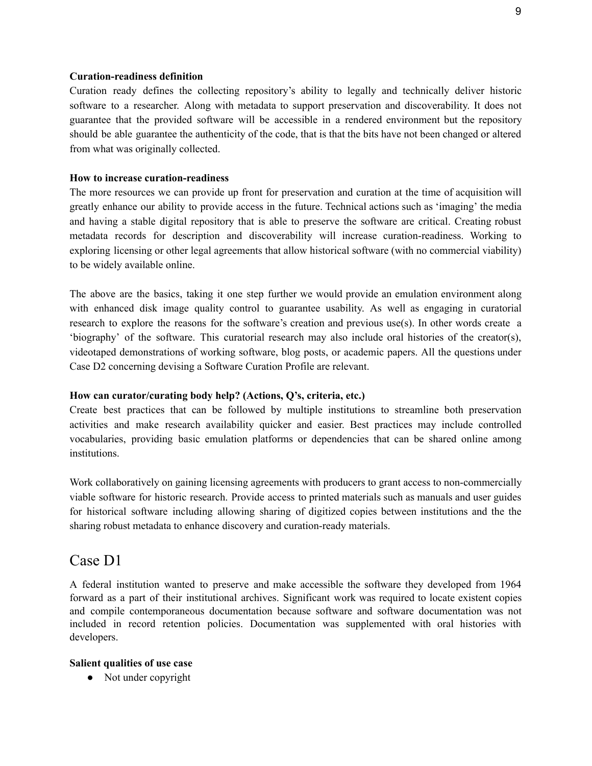**Curation-readiness definition**

Curation ready defines the collecting repository's ability to legally and technically deliver historic software to a researcher. Along with metadata to support preservation and discoverability. It does not guarantee that the provided software will be accessible in a rendered environment but the repository should be able guarantee the authenticity of the code, that is that the bits have not been changed or altered from what was originally collected.

**How to increase curation-readiness**

The more resources we can provide up front for preservation and curation at the time of acquisition will greatly enhance our ability to provide access in the future. Technical actions such as 'imaging' the media and having a stable digital repository that is able to preserve the software are critical. Creating robust metadata records for description and discoverability will increase curation-readiness. Working to exploring licensing or other legal agreements that allow historical software (with no commercial viability) to be widely available online.

The above are the basics, taking it one step further we would provide an emulation environment along with enhanced disk image quality control to guarantee usability. As well as engaging in curatorial research to explore the reasons for the software's creation and previous use(s). In other words create a 'biography' of the software. This curatorial research may also include oral histories of the creator(s), videotaped demonstrations of working software, blog posts, or academic papers. All the questions under Case D2 concerning devising a Software Curation Profile are relevant.

**How can curator/curating body help? (Actions, Q's, criteria, etc.)**

Create best practices that can be followed by multiple institutions to streamline both preservation activities and make research availability quicker and easier. Best practices may include controlled vocabularies, providing basic emulation platforms or dependencies that can be shared online among institutions.

Work collaboratively on gaining licensing agreements with producers to grant access to non-commercially viable software for historic research. Provide access to printed materials such as manuals and user guides for historical software including allowing sharing of digitized copies between institutions and the the sharing robust metadata to enhance discovery and curation-ready materials.

## Case D1

A federal institution wanted to preserve and make accessible the software they developed from 1964 forward as a part of their institutional archives. Significant work was required to locate existent copies and compile contemporaneous documentation because software and software documentation was not included in record retention policies. Documentation was supplemented with oral histories with developers.

**Salient qualities of use case**

- Not under copyright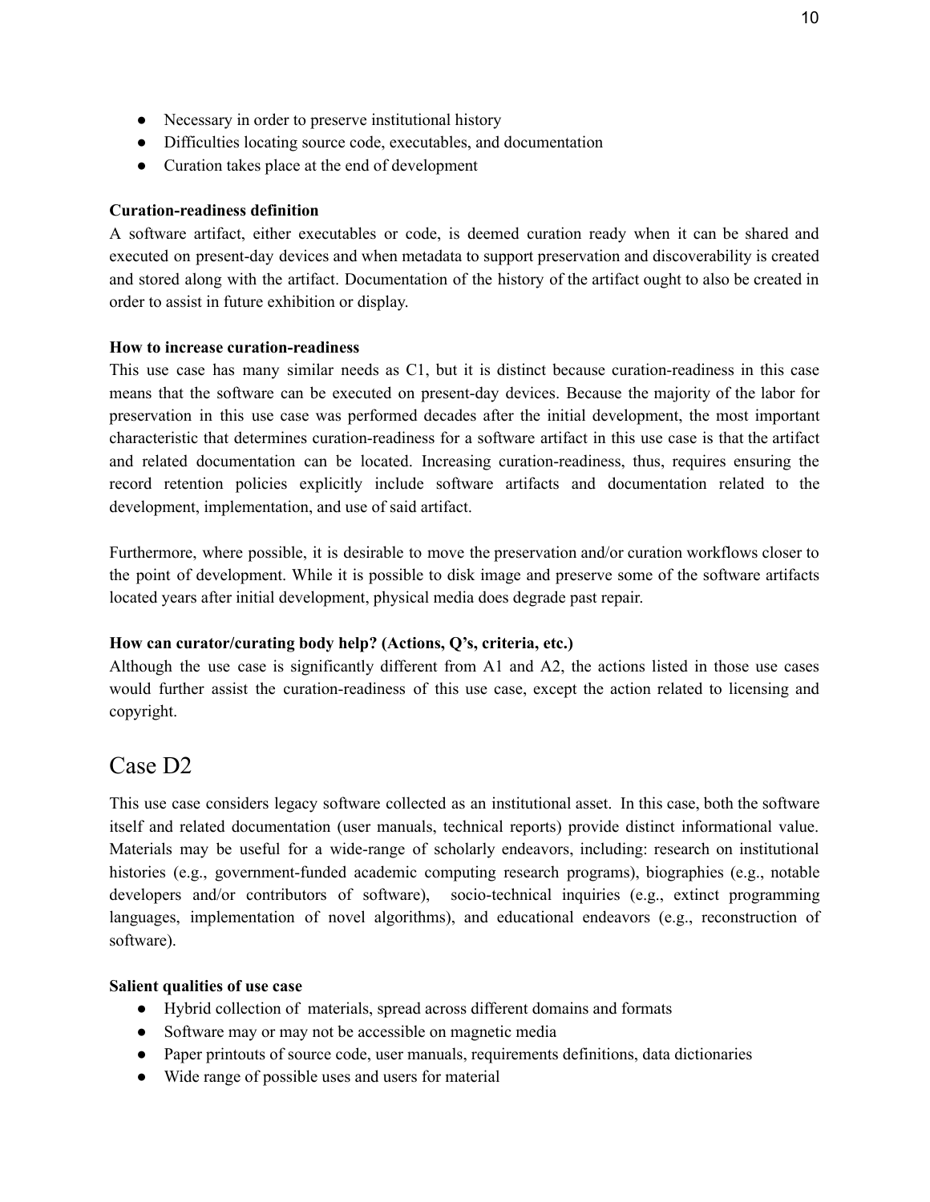- Necessary in order to preserve institutional history
- Difficulties locating source code, executables, and documentation
- Curation takes place at the end of development

**Curation-readiness definition**

A software artifact, either executables or code, is deemed curation ready when it can be shared and executed on present-day devices and when metadata to support preservation and discoverability is created and stored along with the artifact. Documentation of the history of the artifact ought to also be created in order to assist in future exhibition or display.

**How to increase curation-readiness**

This use case has many similar needs as C1, but it is distinct because curation-readiness in this case means that the software can be executed on present-day devices. Because the majority of the labor for preservation in this use case was performed decades after the initial development, the most important characteristic that determines curation-readiness for a software artifact in this use case is that the artifact and related documentation can be located. Increasing curation-readiness, thus, requires ensuring the record retention policies explicitly include software artifacts and documentation related to the development, implementation, and use of said artifact.

Furthermore, where possible, it is desirable to move the preservation and/or curation workflows closer to the point of development. While it is possible to disk image and preserve some of the software artifacts located years after initial development, physical media does degrade past repair.

**How can curator/curating body help? (Actions, Q's, criteria, etc.)**

Although the use case is significantly different from A1 and A2, the actions listed in those use cases would further assist the curation-readiness of this use case, except the action related to licensing and copyright.

## Case D2

This use case considers legacy software collected as an institutional asset. In this case, both the software itself and related documentation (user manuals, technical reports) provide distinct informational value. Materials may be useful for a wide-range of scholarly endeavors, including: research on institutional histories (e.g., government-funded academic computing research programs), biographies (e.g., notable developers and/or contributors of software), socio-technical inquiries (e.g., extinct programming languages, implementation of novel algorithms), and educational endeavors (e.g., reconstruction of software).

**Salient qualities of use case**

- Hybrid collection of materials, spread across different domains and formats
- Software may or may not be accessible on magnetic media
- Paper printouts of source code, user manuals, requirements definitions, data dictionaries
- Wide range of possible uses and users for material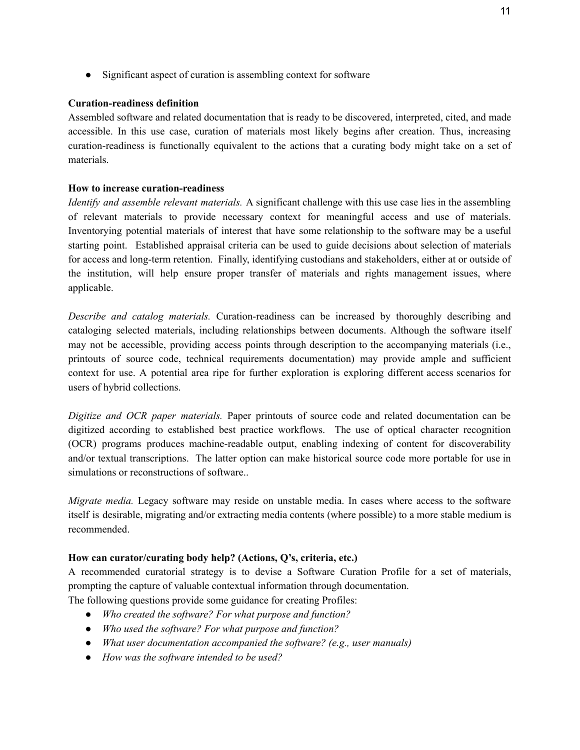- Significant aspect of curation is assembling context for software

**Curation-readiness definition**

Assembled software and related documentation that is ready to be discovered, interpreted, cited, and made accessible. In this use case, curation of materials most likely begins after creation. Thus, increasing curation-readiness is functionally equivalent to the actions that a curating body might take on a set of materials.

**How to increase curation-readiness**

*Identify and assemble relevant materials.* A significant challenge with this use case lies in the assembling of relevant materials to provide necessary context for meaningful access and use of materials. Inventorying potential materials of interest that have some relationship to the software may be a useful starting point. Established appraisal criteria can be used to guide decisions about selection of materials for access and long-term retention. Finally, identifying custodians and stakeholders, either at or outside of the institution, will help ensure proper transfer of materials and rights management issues, where applicable.

*Describe and catalog materials.* Curation-readiness can be increased by thoroughly describing and cataloging selected materials, including relationships between documents. Although the software itself may not be accessible, providing access points through description to the accompanying materials (i.e., printouts of source code, technical requirements documentation) may provide ample and sufficient context for use. A potential area ripe for further exploration is exploring different access scenarios for users of hybrid collections.

*Digitize and OCR paper materials.* Paper printouts of source code and related documentation can be digitized according to established best practice workflows. The use of optical character recognition (OCR) programs produces machine-readable output, enabling indexing of content for discoverability and/or textual transcriptions. The latter option can make historical source code more portable for use in simulations or reconstructions of software..

*Migrate media.* Legacy software may reside on unstable media. In cases where access to the software itself is desirable, migrating and/or extracting media contents (where possible) to a more stable medium is recommended.

**How can curator/curating body help? (Actions, Q's, criteria, etc.)**

A recommended curatorial strategy is to devise a Software Curation Profile for a set of materials, prompting the capture of valuable contextual information through documentation.
The following questions provide some guidance for creating Profiles:

- *Who created the software? For what purpose and function?*
- *Who used the software? For what purpose and function?*
- *What user documentation accompanied the software? (e.g., user manuals)*
- *How was the software intended to be used?*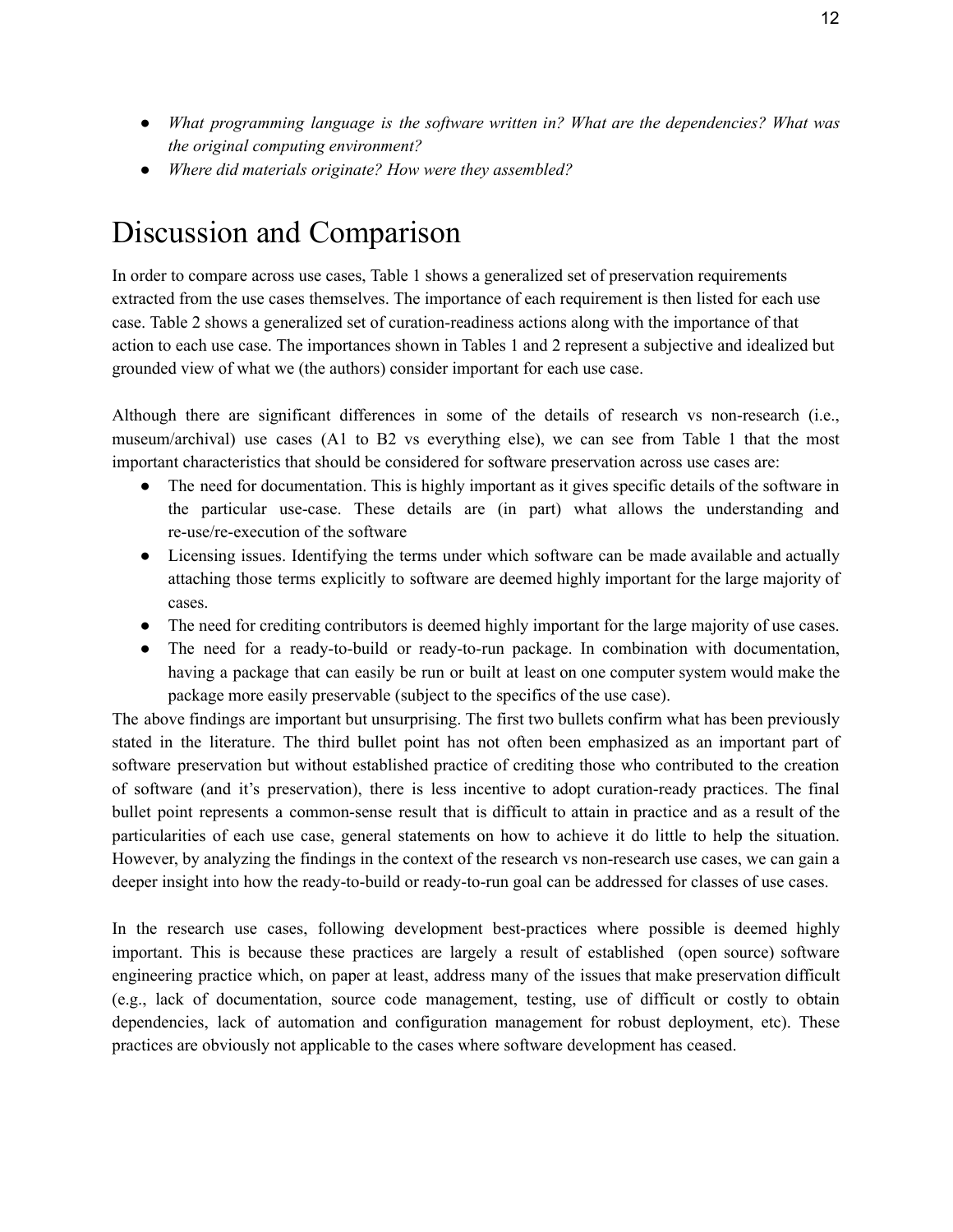- *What programming language is the software written in? What are the dependencies? What was the original computing environment?*
- *Where did materials originate? How were they assembled?*

# Discussion and Comparison

In order to compare across use cases, Table 1 shows a generalized set of preservation requirements extracted from the use cases themselves. The importance of each requirement is then listed for each use case. Table 2 shows a generalized set of curation-readiness actions along with the importance of that action to each use case. The importances shown in Tables 1 and 2 represent a subjective and idealized but grounded view of what we (the authors) consider important for each use case.

Although there are significant differences in some of the details of research vs non-research (i.e., museum/archival) use cases (A1 to B2 vs everything else), we can see from Table 1 that the most important characteristics that should be considered for software preservation across use cases are:

- The need for documentation. This is highly important as it gives specific details of the software in the particular use-case. These details are (in part) what allows the understanding and re-use/re-execution of the software
- Licensing issues. Identifying the terms under which software can be made available and actually attaching those terms explicitly to software are deemed highly important for the large majority of cases.
- The need for crediting contributors is deemed highly important for the large majority of use cases.
- The need for a ready-to-build or ready-to-run package. In combination with documentation, having a package that can easily be run or built at least on one computer system would make the package more easily preservable (subject to the specifics of the use case).

The above findings are important but unsurprising. The first two bullets confirm what has been previously stated in the literature. The third bullet point has not often been emphasized as an important part of software preservation but without established practice of crediting those who contributed to the creation of software (and it's preservation), there is less incentive to adopt curation-ready practices. The final bullet point represents a common-sense result that is difficult to attain in practice and as a result of the particularities of each use case, general statements on how to achieve it do little to help the situation. However, by analyzing the findings in the context of the research vs non-research use cases, we can gain a deeper insight into how the ready-to-build or ready-to-run goal can be addressed for classes of use cases.

In the research use cases, following development best-practices where possible is deemed highly important. This is because these practices are largely a result of established (open source) software engineering practice which, on paper at least, address many of the issues that make preservation difficult (e.g., lack of documentation, source code management, testing, use of difficult or costly to obtain dependencies, lack of automation and configuration management for robust deployment, etc). These practices are obviously not applicable to the cases where software development has ceased.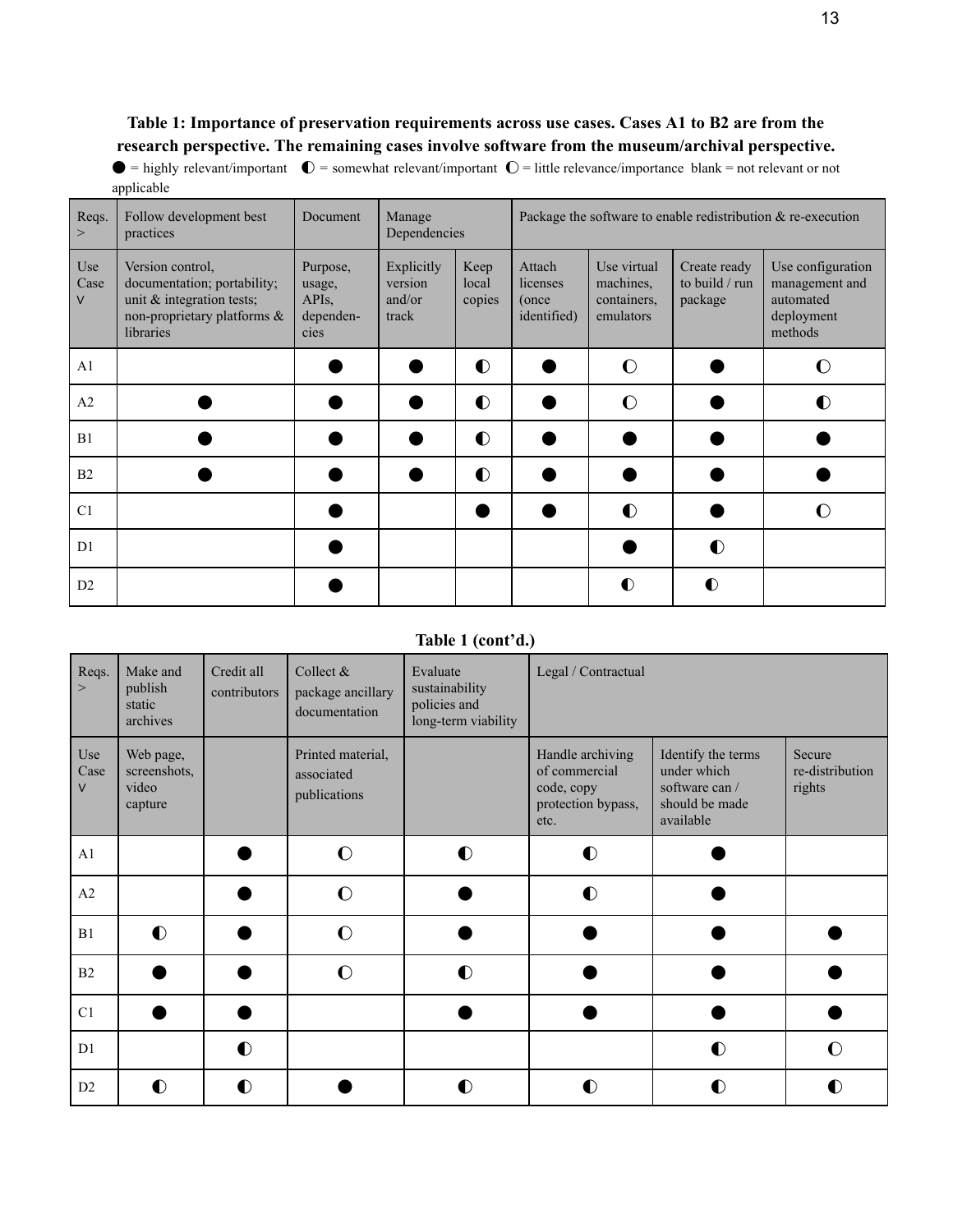**Table 1: Importance of preservation requirements across use cases. Cases A1 to B2 are from the research perspective. The remaining cases involve software from the museum/archival perspective.**

● = highly relevant/important ◐ = somewhat relevant/important ◯ = little relevance/importance blank = not relevant or not applicable

| Reqs. > | Follow development best practices | Document | Manage Dependencies | | Package the software to enable redistribution & re-execution | | | |
|---|---|---|---|---|---|---|---|---|
| Use Case v | Version control, documentation; portability; unit & integration tests; non-proprietary platforms & libraries | Purpose, usage, APIs, dependen-cies | Explicitly version and/or track | Keep local copies | Attach licenses (once identified) | Use virtual machines, containers, emulators | Create ready to build / run package | Use configuration management and automated deployment methods |
| A1 | | ● | ● | ◐ | ● | ◯ | ● | ◯ |
| A2 | ● | ● | ● | ◐ | ● | ◯ | ● | ◐ |
| B1 | ● | ● | ● | ◐ | ● | ● | ● | ● |
| B2 | ● | ● | ● | ◐ | ● | ● | ● | ● |
| C1 | | ● | | ● | ● | ◐ | ● | ◯ |
| D1 | | ● | | | | ● | ◐ | |
| D2 | | ● | | | | ◐ | ◐ | |

**Table 1 (cont'd.)**

| Reqs. > | Make and publish static archives | Credit all contributors | Collect & package ancillary documentation | Evaluate sustainability policies and long-term viability | Legal / Contractual | | |
|---|---|---|---|---|---|---|---|
| Use Case v | Web page, screenshots, video capture | | Printed material, associated publications | | Handle archiving of commercial code, copy protection bypass, etc. | Identify the terms under which software can / should be made available | Secure re-distribution rights |
| A1 | | ● | ◯ | ◐ | ◐ | ● | |
| A2 | | ● | ◯ | ● | ◐ | ● | |
| B1 | ◐ | ● | ◯ | ● | ● | ● | ● |
| B2 | ● | ● | ◯ | ◐ | ● | ● | ● |
| C1 | ● | ● | | ● | ● | ● | ● |
| D1 | | ◐ | | | | ◐ | ◯ |
| D2 | ◐ | ◐ | ● | ◐ | ◐ | ◐ | ◐ |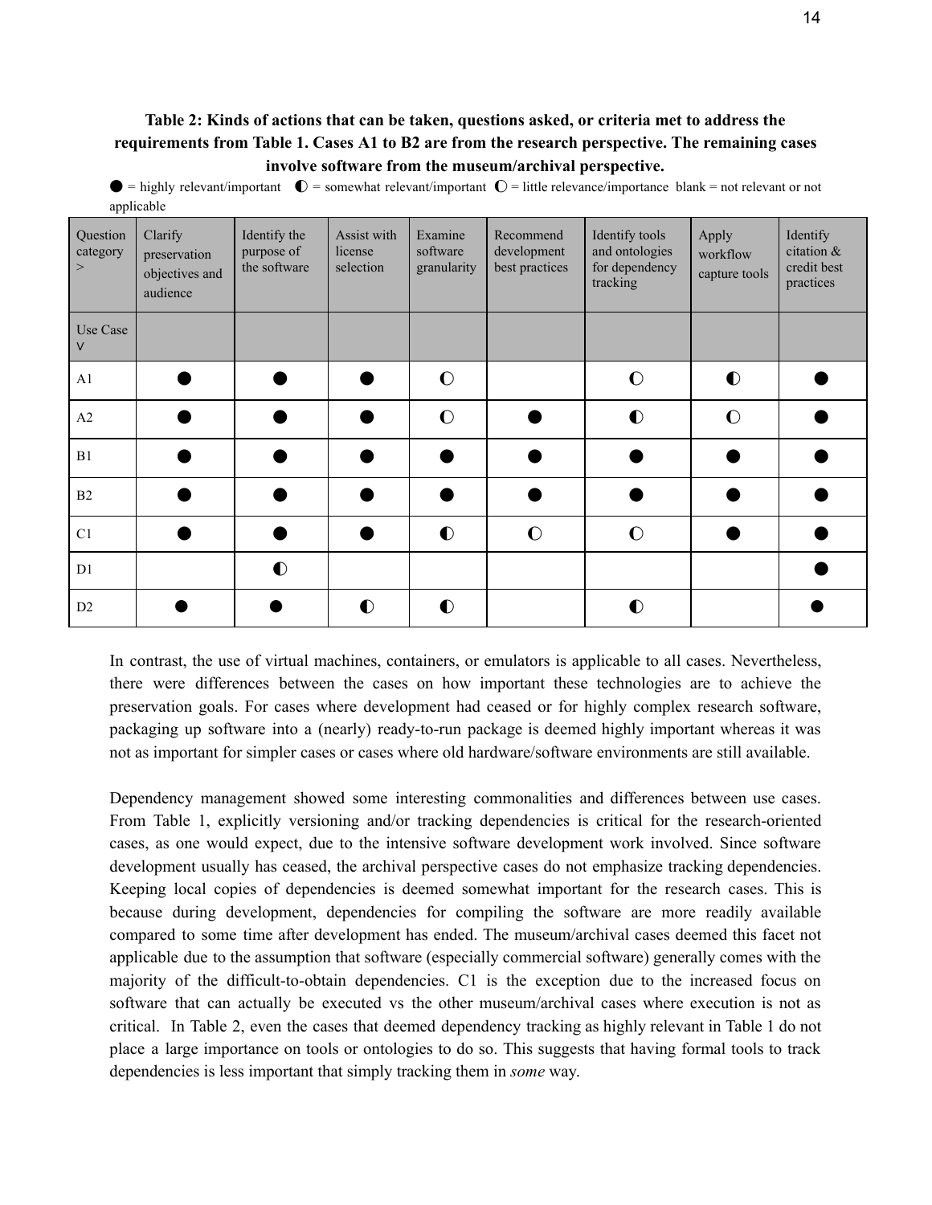**Table 2: Kinds of actions that can be taken, questions asked, or criteria met to address the requirements from Table 1. Cases A1 to B2 are from the research perspective. The remaining cases involve software from the museum/archival perspective.**

● = highly relevant/important ◐ = somewhat relevant/important ◌ = little relevance/importance blank = not relevant or not applicable

| Question category > | Clarify preservation objectives and audience | Identify the purpose of the software | Assist with license selection | Examine software granularity | Recommend development best practices | Identify tools and ontologies for dependency tracking | Apply workflow capture tools | Identify citation & credit best practices |
|---|---|---|---|---|---|---|---|---|
| Use Case v | | | | | | | | |
| A1 | ● | ● | ● | ◌ | | ◌ | ◐ | ● |
| A2 | ● | ● | ● | ◌ | ● | ◐ | ◌ | ● |
| B1 | ● | ● | ● | ● | ● | ● | ● | ● |
| B2 | ● | ● | ● | ● | ● | ● | ● | ● |
| C1 | ● | ● | ● | ◐ | ◌ | ◌ | ● | ● |
| D1 | | ◐ | | | | | | ● |
| D2 | ● | ● | ◐ | ◐ | | ◐ | | ● |

In contrast, the use of virtual machines, containers, or emulators is applicable to all cases. Nevertheless, there were differences between the cases on how important these technologies are to achieve the preservation goals. For cases where development had ceased or for highly complex research software, packaging up software into a (nearly) ready-to-run package is deemed highly important whereas it was not as important for simpler cases or cases where old hardware/software environments are still available.

Dependency management showed some interesting commonalities and differences between use cases. From Table 1, explicitly versioning and/or tracking dependencies is critical for the research-oriented cases, as one would expect, due to the intensive software development work involved. Since software development usually has ceased, the archival perspective cases do not emphasize tracking dependencies. Keeping local copies of dependencies is deemed somewhat important for the research cases. This is because during development, dependencies for compiling the software are more readily available compared to some time after development has ended. The museum/archival cases deemed this facet not applicable due to the assumption that software (especially commercial software) generally comes with the majority of the difficult-to-obtain dependencies. C1 is the exception due to the increased focus on software that can actually be executed vs the other museum/archival cases where execution is not as critical. In Table 2, even the cases that deemed dependency tracking as highly relevant in Table 1 do not place a large importance on tools or ontologies to do so. This suggests that having formal tools to track dependencies is less important that simply tracking them in *some* way.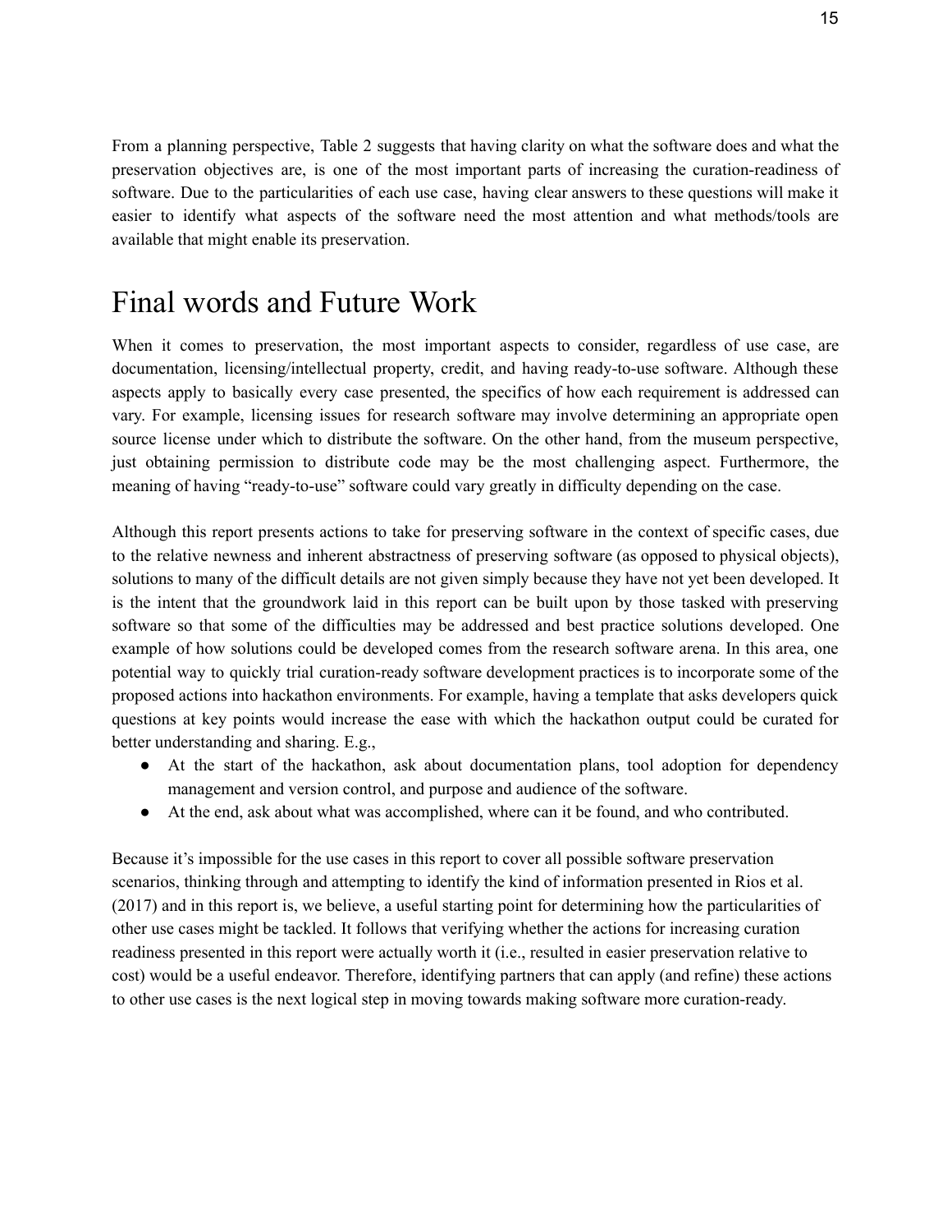From a planning perspective, Table 2 suggests that having clarity on what the software does and what the preservation objectives are, is one of the most important parts of increasing the curation-readiness of software. Due to the particularities of each use case, having clear answers to these questions will make it easier to identify what aspects of the software need the most attention and what methods/tools are available that might enable its preservation.

# Final words and Future Work

When it comes to preservation, the most important aspects to consider, regardless of use case, are documentation, licensing/intellectual property, credit, and having ready-to-use software. Although these aspects apply to basically every case presented, the specifics of how each requirement is addressed can vary. For example, licensing issues for research software may involve determining an appropriate open source license under which to distribute the software. On the other hand, from the museum perspective, just obtaining permission to distribute code may be the most challenging aspect. Furthermore, the meaning of having "ready-to-use" software could vary greatly in difficulty depending on the case.

Although this report presents actions to take for preserving software in the context of specific cases, due to the relative newness and inherent abstractness of preserving software (as opposed to physical objects), solutions to many of the difficult details are not given simply because they have not yet been developed. It is the intent that the groundwork laid in this report can be built upon by those tasked with preserving software so that some of the difficulties may be addressed and best practice solutions developed. One example of how solutions could be developed comes from the research software arena. In this area, one potential way to quickly trial curation-ready software development practices is to incorporate some of the proposed actions into hackathon environments. For example, having a template that asks developers quick questions at key points would increase the ease with which the hackathon output could be curated for better understanding and sharing. E.g.,

- At the start of the hackathon, ask about documentation plans, tool adoption for dependency management and version control, and purpose and audience of the software.
- At the end, ask about what was accomplished, where can it be found, and who contributed.

Because it's impossible for the use cases in this report to cover all possible software preservation scenarios, thinking through and attempting to identify the kind of information presented in Rios et al. (2017) and in this report is, we believe, a useful starting point for determining how the particularities of other use cases might be tackled. It follows that verifying whether the actions for increasing curation readiness presented in this report were actually worth it (i.e., resulted in easier preservation relative to cost) would be a useful endeavor. Therefore, identifying partners that can apply (and refine) these actions to other use cases is the next logical step in moving towards making software more curation-ready.